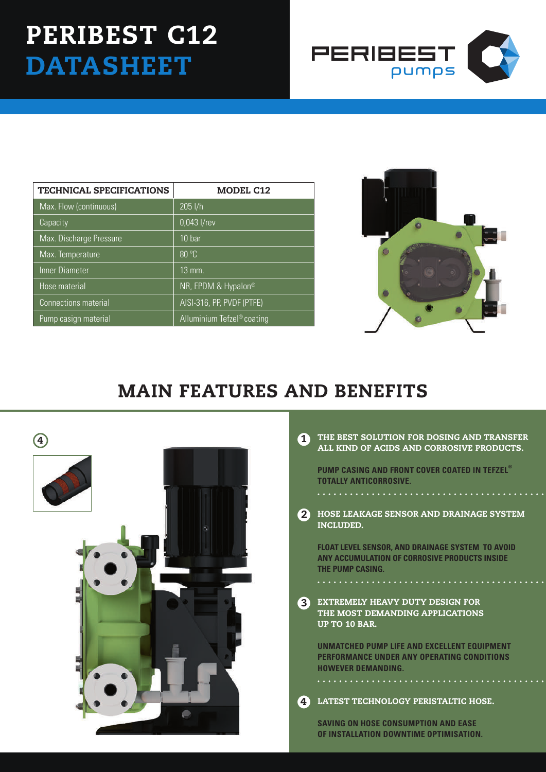# PERIBEST C12 DATASHEET

PERIBEST pumps

| TECHNICAL SPECIFICATIONS | MODEL C12 |
| --- | --- |
| Max. Flow (continuous) | 205 l/h |
| Capacity | 0,043 l/rev |
| Max. Discharge Pressure | 10 bar |
| Max. Temperature | 80 ºC |
| Inner Diameter | 13 mm. |
| Hose material | NR, EPDM & Hypalon® |
| Connections material | AISI-316, PP, PVDF (PTFE) |
| Pump casign material | Alluminium Tefzel® coating |

## MAIN FEATURES AND BENEFITS

**1 THE BEST SOLUTION FOR DOSING AND TRANSFER ALL KIND OF ACIDS AND CORROSIVE PRODUCTS.**

PUMP CASING AND FRONT COVER COATED IN TEFZEL® TOTALLY ANTICORROSIVE.

**2 HOSE LEAKAGE SENSOR AND DRAINAGE SYSTEM INCLUDED.**

FLOAT LEVEL SENSOR, AND DRAINAGE SYSTEM TO AVOID ANY ACCUMULATION OF CORROSIVE PRODUCTS INSIDE THE PUMP CASING.

**3 EXTREMELY HEAVY DUTY DESIGN FOR THE MOST DEMANDING APPLICATIONS UP TO 10 BAR.**

UNMATCHED PUMP LIFE AND EXCELLENT EQUIPMENT PERFORMANCE UNDER ANY OPERATING CONDITIONS HOWEVER DEMANDING.

**4 LATEST TECHNOLOGY PERISTALTIC HOSE.**

SAVING ON HOSE CONSUMPTION AND EASE OF INSTALLATION DOWNTIME OPTIMISATION.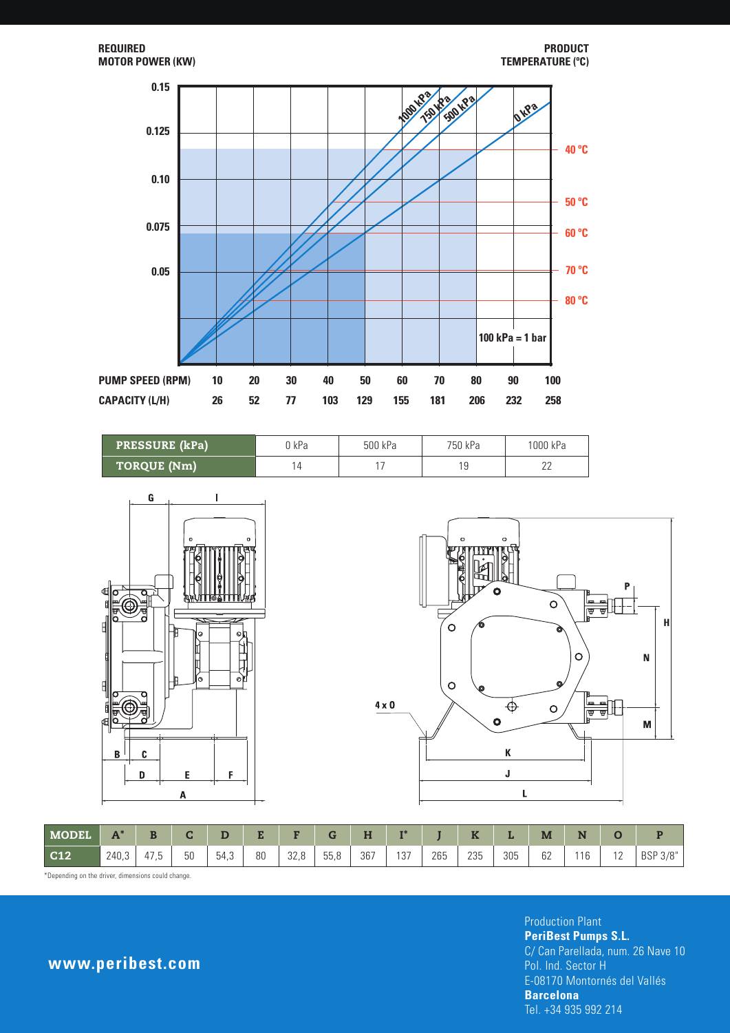REQUIRED MOTOR POWER (KW)

PRODUCT TEMPERATURE (°C)

0.15
0.125
0.10
0.075
0.05

1000 kPa
750 kPa
500 kPa
0 kPa

40 °C
50 °C
60 °C
70 °C
80 °C

100 kPa = 1 bar

PUMP SPEED (RPM) 10 20 30 40 50 60 70 80 90 100

CAPACITY (L/H) 26 52 77 103 129 155 181 206 232 258

| PRESSURE (kPa) | 0 kPa | 500 kPa | 750 kPa | 1000 kPa |
|---|---|---|---|---|
| TORQUE (Nm) | 14 | 17 | 19 | 22 |

G I B C D E F A

4 x O K J L P H N M

| MODEL | A* | B | C | D | E | F | G | H | I* | J | K | L | M | N | O | P |
|---|---|---|---|---|---|---|---|---|---|---|---|---|---|---|---|---|
| C12 | 240,3 | 47,5 | 50 | 54,3 | 80 | 32,8 | 55,8 | 367 | 137 | 265 | 235 | 305 | 62 | 116 | 12 | BSP 3/8" |

*Depending on the driver, dimensions could change.

**www.peribest.com**

Production Plant
**PeriBest Pumps S.L.**
C/ Can Parellada, num. 26 Nave 10
Pol. Ind. Sector H
E-08170 Montornés del Vallés
**Barcelona**
Tel. +34 935 992 214